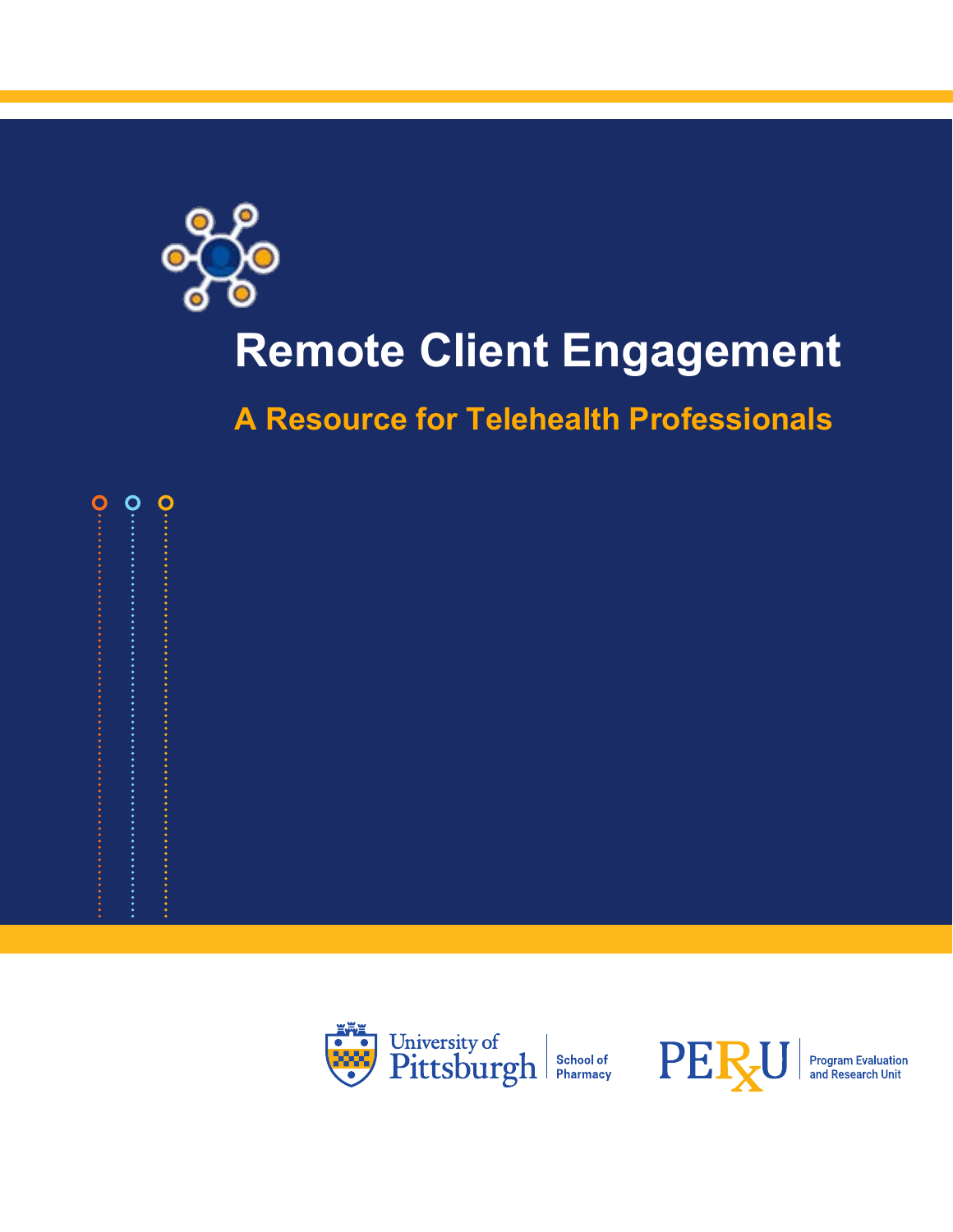# Remote Client Engagement

## A Resource for Telehealth Professionals

University of Pittsburgh | School of Pharmacy

PERxU | Program Evaluation and Research Unit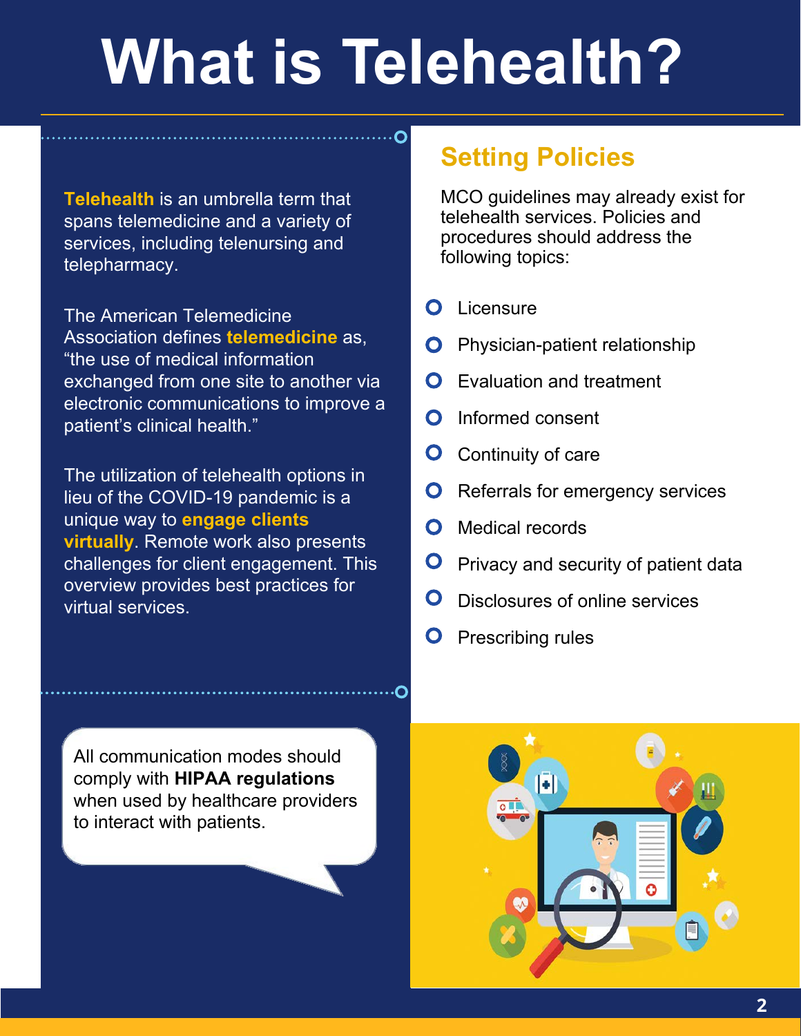# What is Telehealth?

**Telehealth** is an umbrella term that spans telemedicine and a variety of services, including telenursing and telepharmacy.

The American Telemedicine Association defines **telemedicine** as, "the use of medical information exchanged from one site to another via electronic communications to improve a patient's clinical health."

The utilization of telehealth options in lieu of the COVID-19 pandemic is a unique way to **engage clients virtually**. Remote work also presents challenges for client engagement. This overview provides best practices for virtual services.

All communication modes should comply with **HIPAA regulations** when used by healthcare providers to interact with patients.

## Setting Policies

MCO guidelines may already exist for telehealth services. Policies and procedures should address the following topics:

- Licensure
- Physician-patient relationship
- Evaluation and treatment
- Informed consent
- Continuity of care
- Referrals for emergency services
- Medical records
- Privacy and security of patient data
- Disclosures of online services
- Prescribing rules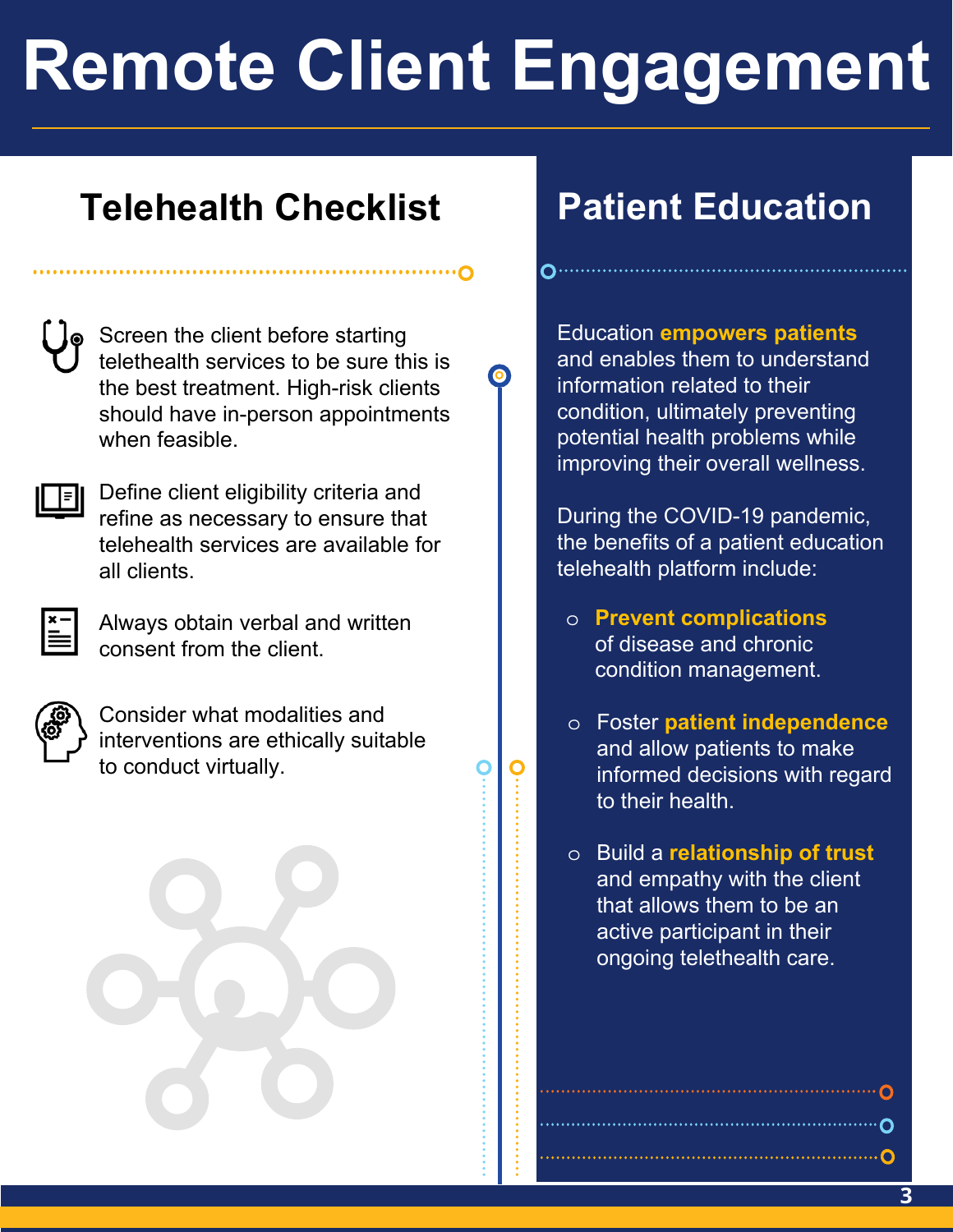# Remote Client Engagement

## Telehealth Checklist

- Screen the client before starting telethealth services to be sure this is the best treatment. High-risk clients should have in-person appointments when feasible.
- Define client eligibility criteria and refine as necessary to ensure that telehealth services are available for all clients.
- Always obtain verbal and written consent from the client.
- Consider what modalities and interventions are ethically suitable to conduct virtually.

## Patient Education

Education **empowers patients** and enables them to understand information related to their condition, ultimately preventing potential health problems while improving their overall wellness.

During the COVID-19 pandemic, the benefits of a patient education telehealth platform include:

- **Prevent complications** of disease and chronic condition management.
- Foster **patient independence** and allow patients to make informed decisions with regard to their health.
- Build a **relationship of trust** and empathy with the client that allows them to be an active participant in their ongoing teletheallth care.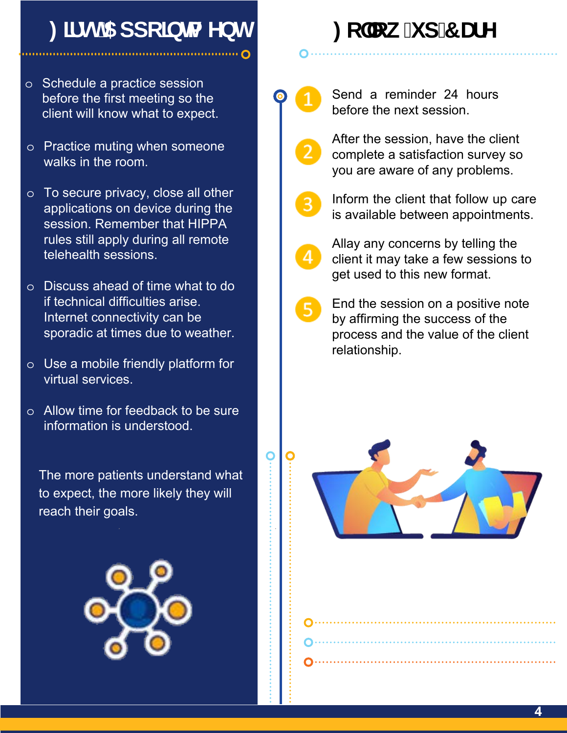## First Appointment

- Schedule a practice session before the first meeting so the client will know what to expect.
- Practice muting when someone walks in the room.
- To secure privacy, close all other applications on device during the session. Remember that HIPPA rules still apply during all remote telehealth sessions.
- Discuss ahead of time what to do if technical difficulties arise. Internet connectivity can be sporadic at times due to weather.
- Use a mobile friendly platform for virtual services.
- Allow time for feedback to be sure information is understood.

The more patients understand what to expect, the more likely they will reach their goals.

## Follow up Care

1. Send a reminder 24 hours before the next session.
2. After the session, have the client complete a satisfaction survey so you are aware of any problems.
3. Inform the client that follow up care is available between appointments.
4. Allay any concerns by telling the client it may take a few sessions to get used to this new format.
5. End the session on a positive note by affirming the success of the process and the value of the client relationship.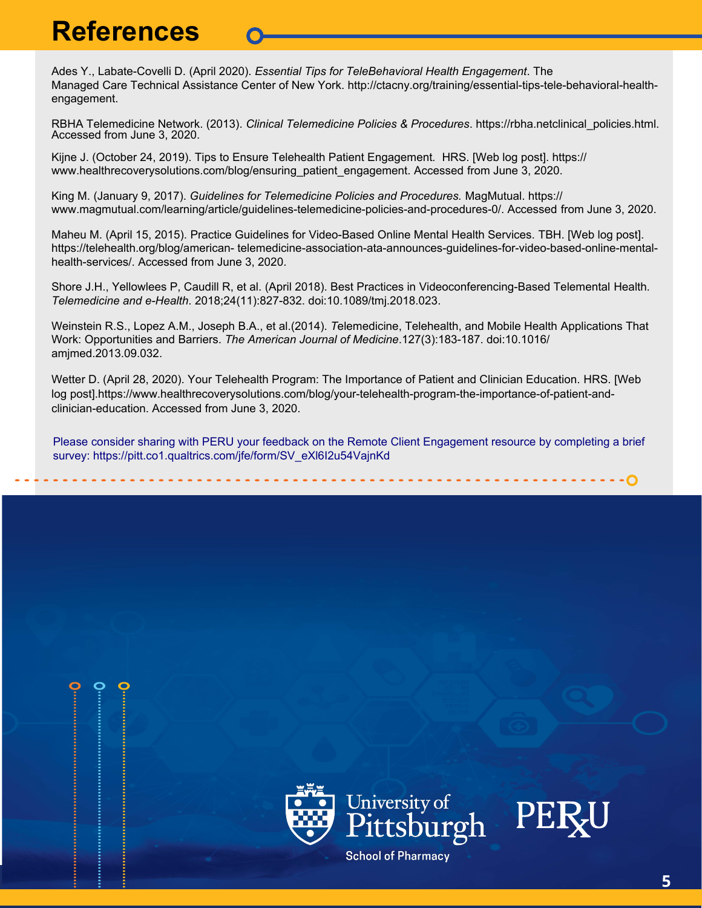# References

Ades Y., Labate-Covelli D. (April 2020). *Essential Tips for TeleBehavioral Health Engagement*. The Managed Care Technical Assistance Center of New York. http://ctacny.org/training/essential-tips-tele-behavioral-health-engagement.

RBHA Telemedicine Network. (2013). *Clinical Telemedicine Policies & Procedures*. https://rbha.netclinical_policies.html. Accessed from June 3, 2020.

Kijne J. (October 24, 2019). Tips to Ensure Telehealth Patient Engagement. HRS. [Web log post]. https://www.healthrecoverysolutions.com/blog/ensuring_patient_engagement. Accessed from June 3, 2020.

King M. (January 9, 2017). *Guidelines for Telemedicine Policies and Procedures.* MagMutual. https://www.magmutual.com/learning/article/guidelines-telemedicine-policies-and-procedures-0/. Accessed from June 3, 2020.

Maheu M. (April 15, 2015). Practice Guidelines for Video-Based Online Mental Health Services. TBH. [Web log post]. https://telehealth.org/blog/american- telemedicine-association-ata-announces-guidelines-for-video-based-online-mental-health-services/. Accessed from June 3, 2020.

Shore J.H., Yellowlees P, Caudill R, et al. (April 2018). Best Practices in Videoconferencing-Based Telemental Health. *Telemedicine and e-Health*. 2018;24(11):827-832. doi:10.1089/tmj.2018.023.

Weinstein R.S., Lopez A.M., Joseph B.A., et al.(2014). Telemedicine, Telehealth, and Mobile Health Applications That Work: Opportunities and Barriers. *The American Journal of Medicine*.127(3):183-187. doi:10.1016/amjmed.2013.09.032.

Wetter D. (April 28, 2020). Your Telehealth Program: The Importance of Patient and Clinician Education. HRS. [Web log post].https://www.healthrecoverysolutions.com/blog/your-telehealth-program-the-importance-of-patient-and-clinician-education. Accessed from June 3, 2020.

Please consider sharing with PERU your feedback on the Remote Client Engagement resource by completing a brief survey: https://pitt.co1.qualtrics.com/jfe/form/SV_eXl6I2u54VajnKd

University of Pittsburgh
School of Pharmacy

PERxU